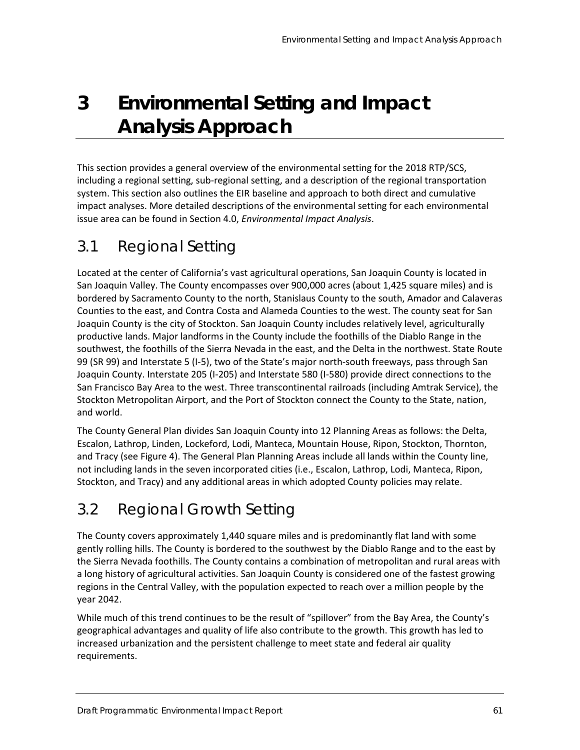# 3 Environmental Setting and Impact Analysis Approach

This section provides a general overview of the environmental setting for the 2018 RTP/SCS, including a regional setting, sub-regional setting, and a description of the regional transportation system. This section also outlines the EIR baseline and approach to both direct and cumulative impact analyses. More detailed descriptions of the environmental setting for each environmental issue area can be found in Section 4.0, *Environmental Impact Analysis*.

## 3.1 Regional Setting

Located at the center of California's vast agricultural operations, San Joaquin County is located in San Joaquin Valley. The County encompasses over 900,000 acres (about 1,425 square miles) and is bordered by Sacramento County to the north, Stanislaus County to the south, Amador and Calaveras Counties to the east, and Contra Costa and Alameda Counties to the west. The county seat for San Joaquin County is the city of Stockton. San Joaquin County includes relatively level, agriculturally productive lands. Major landforms in the County include the foothills of the Diablo Range in the southwest, the foothills of the Sierra Nevada in the east, and the Delta in the northwest. State Route 99 (SR 99) and Interstate 5 (I-5), two of the State's major north-south freeways, pass through San Joaquin County. Interstate 205 (I-205) and Interstate 580 (I-580) provide direct connections to the San Francisco Bay Area to the west. Three transcontinental railroads (including Amtrak Service), the Stockton Metropolitan Airport, and the Port of Stockton connect the County to the State, nation, and world.

The County General Plan divides San Joaquin County into 12 Planning Areas as follows: the Delta, Escalon, Lathrop, Linden, Lockeford, Lodi, Manteca, Mountain House, Ripon, Stockton, Thornton, and Tracy (see Figure 4). The General Plan Planning Areas include all lands within the County line, not including lands in the seven incorporated cities (i.e., Escalon, Lathrop, Lodi, Manteca, Ripon, Stockton, and Tracy) and any additional areas in which adopted County policies may relate.

## 3.2 Regional Growth Setting

The County covers approximately 1,440 square miles and is predominantly flat land with some gently rolling hills. The County is bordered to the southwest by the Diablo Range and to the east by the Sierra Nevada foothills. The County contains a combination of metropolitan and rural areas with a long history of agricultural activities. San Joaquin County is considered one of the fastest growing regions in the Central Valley, with the population expected to reach over a million people by the year 2042.

While much of this trend continues to be the result of "spillover" from the Bay Area, the County's geographical advantages and quality of life also contribute to the growth. This growth has led to increased urbanization and the persistent challenge to meet state and federal air quality requirements.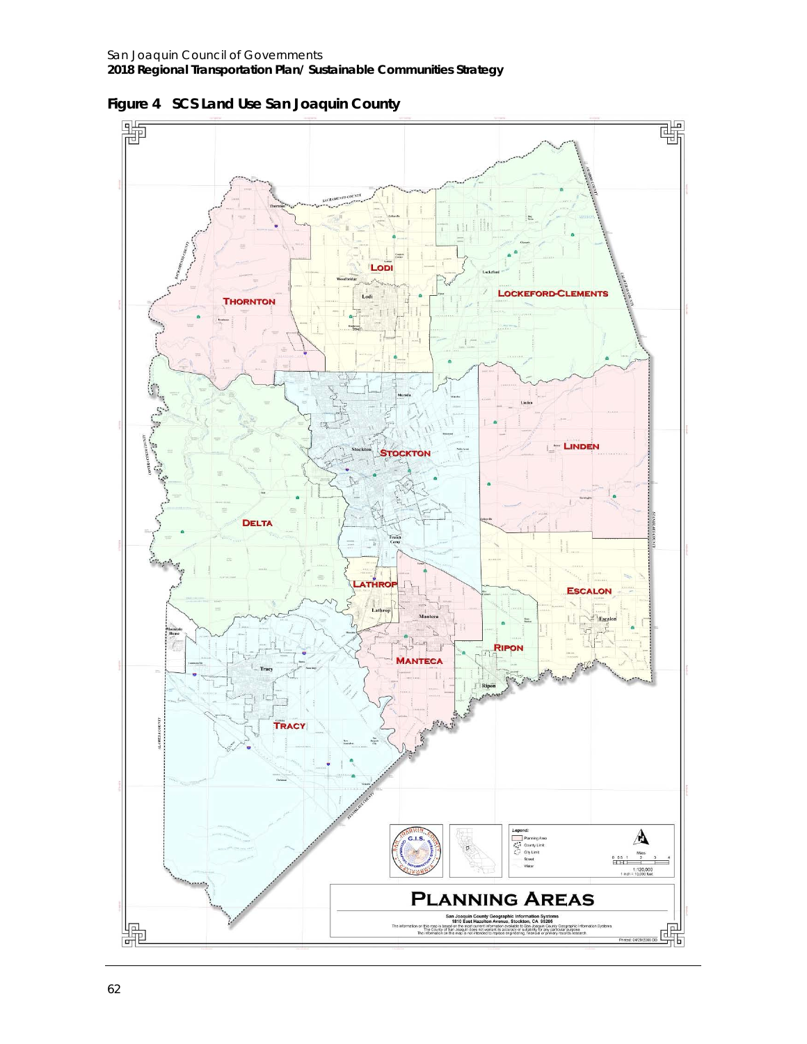# Figure 4 SCS Land Use San Joaquin County

THORNTON

LODI

LOCKEFORD-CLEMENTS

STOCKTON

LINDEN

DELTA

LATHROP

ESCALON

RIPON

MANTECA

TRACY

PLANNING AREAS

San Joaquin County Geographic Information Systems
1810 East Hazelton Avenue, Stockton, CA 95205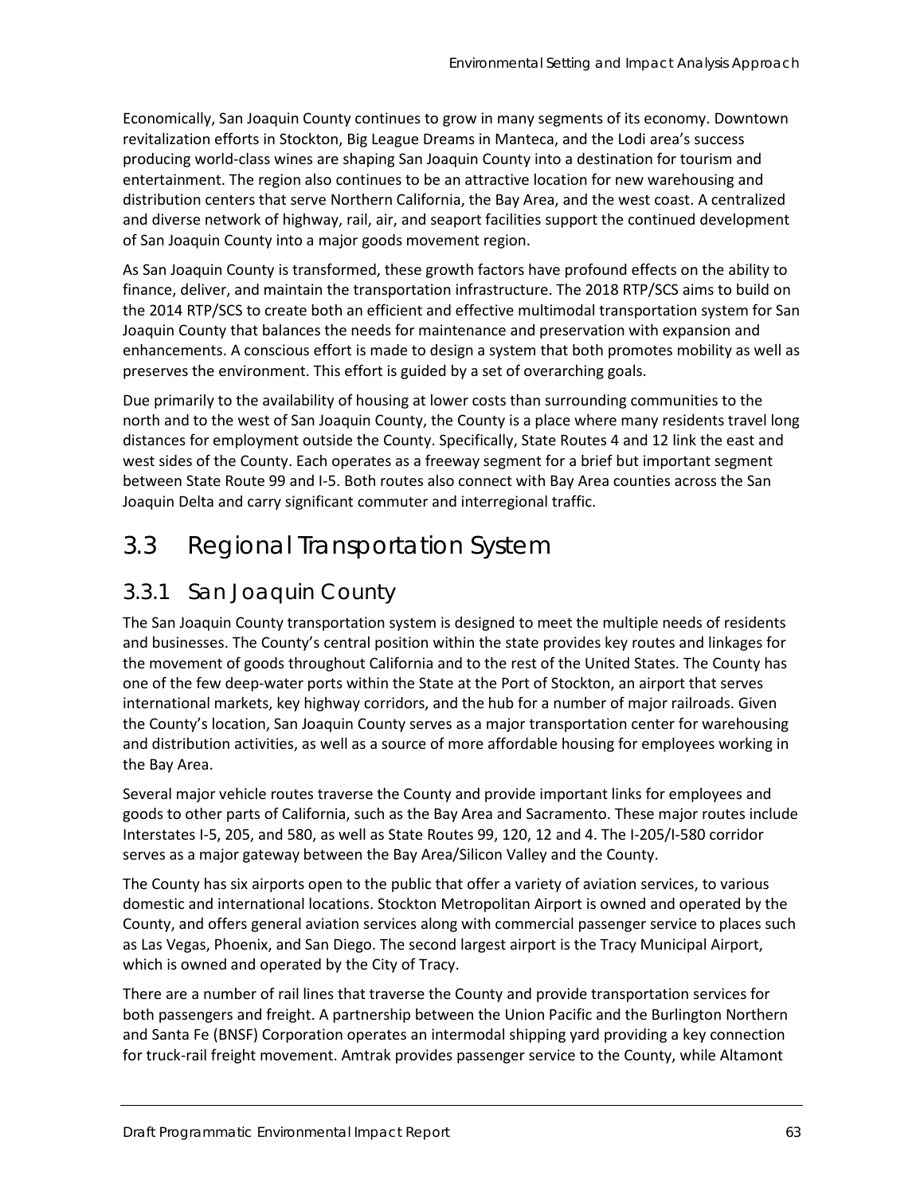Economically, San Joaquin County continues to grow in many segments of its economy. Downtown revitalization efforts in Stockton, Big League Dreams in Manteca, and the Lodi area's success producing world-class wines are shaping San Joaquin County into a destination for tourism and entertainment. The region also continues to be an attractive location for new warehousing and distribution centers that serve Northern California, the Bay Area, and the west coast. A centralized and diverse network of highway, rail, air, and seaport facilities support the continued development of San Joaquin County into a major goods movement region.

As San Joaquin County is transformed, these growth factors have profound effects on the ability to finance, deliver, and maintain the transportation infrastructure. The 2018 RTP/SCS aims to build on the 2014 RTP/SCS to create both an efficient and effective multimodal transportation system for San Joaquin County that balances the needs for maintenance and preservation with expansion and enhancements. A conscious effort is made to design a system that both promotes mobility as well as preserves the environment. This effort is guided by a set of overarching goals.

Due primarily to the availability of housing at lower costs than surrounding communities to the north and to the west of San Joaquin County, the County is a place where many residents travel long distances for employment outside the County. Specifically, State Routes 4 and 12 link the east and west sides of the County. Each operates as a freeway segment for a brief but important segment between State Route 99 and I-5. Both routes also connect with Bay Area counties across the San Joaquin Delta and carry significant commuter and interregional traffic.

## 3.3 Regional Transportation System

### 3.3.1 San Joaquin County

The San Joaquin County transportation system is designed to meet the multiple needs of residents and businesses. The County's central position within the state provides key routes and linkages for the movement of goods throughout California and to the rest of the United States. The County has one of the few deep-water ports within the State at the Port of Stockton, an airport that serves international markets, key highway corridors, and the hub for a number of major railroads. Given the County's location, San Joaquin County serves as a major transportation center for warehousing and distribution activities, as well as a source of more affordable housing for employees working in the Bay Area.

Several major vehicle routes traverse the County and provide important links for employees and goods to other parts of California, such as the Bay Area and Sacramento. These major routes include Interstates I-5, 205, and 580, as well as State Routes 99, 120, 12 and 4. The I-205/I-580 corridor serves as a major gateway between the Bay Area/Silicon Valley and the County.

The County has six airports open to the public that offer a variety of aviation services, to various domestic and international locations. Stockton Metropolitan Airport is owned and operated by the County, and offers general aviation services along with commercial passenger service to places such as Las Vegas, Phoenix, and San Diego. The second largest airport is the Tracy Municipal Airport, which is owned and operated by the City of Tracy.

There are a number of rail lines that traverse the County and provide transportation services for both passengers and freight. A partnership between the Union Pacific and the Burlington Northern and Santa Fe (BNSF) Corporation operates an intermodal shipping yard providing a key connection for truck-rail freight movement. Amtrak provides passenger service to the County, while Altamont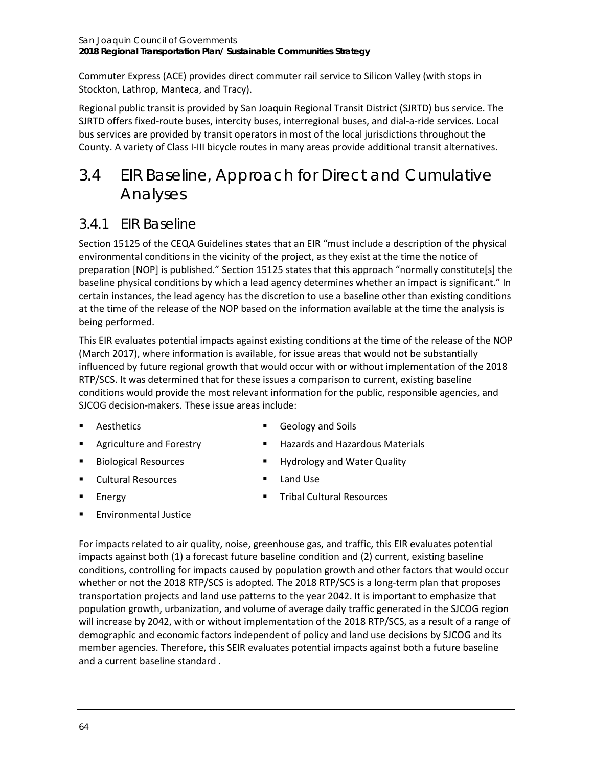Commuter Express (ACE) provides direct commuter rail service to Silicon Valley (with stops in Stockton, Lathrop, Manteca, and Tracy).

Regional public transit is provided by San Joaquin Regional Transit District (SJRTD) bus service. The SJRTD offers fixed-route buses, intercity buses, interregional buses, and dial-a-ride services. Local bus services are provided by transit operators in most of the local jurisdictions throughout the County. A variety of Class I-III bicycle routes in many areas provide additional transit alternatives.

# 3.4 EIR Baseline, Approach for Direct and Cumulative Analyses

## 3.4.1 EIR Baseline

Section 15125 of the CEQA Guidelines states that an EIR "must include a description of the physical environmental conditions in the vicinity of the project, as they exist at the time the notice of preparation [NOP] is published." Section 15125 states that this approach "normally constitute[s] the baseline physical conditions by which a lead agency determines whether an impact is significant." In certain instances, the lead agency has the discretion to use a baseline other than existing conditions at the time of the release of the NOP based on the information available at the time the analysis is being performed.

This EIR evaluates potential impacts against existing conditions at the time of the release of the NOP (March 2017), where information is available, for issue areas that would not be substantially influenced by future regional growth that would occur with or without implementation of the 2018 RTP/SCS. It was determined that for these issues a comparison to current, existing baseline conditions would provide the most relevant information for the public, responsible agencies, and SJCOG decision-makers. These issue areas include:

- Aesthetics
- Agriculture and Forestry
- Biological Resources
- Cultural Resources
- Energy
- Environmental Justice
- Geology and Soils
- Hazards and Hazardous Materials
- Hydrology and Water Quality
- Land Use
- Tribal Cultural Resources

For impacts related to air quality, noise, greenhouse gas, and traffic, this EIR evaluates potential impacts against both (1) a forecast future baseline condition and (2) current, existing baseline conditions, controlling for impacts caused by population growth and other factors that would occur whether or not the 2018 RTP/SCS is adopted. The 2018 RTP/SCS is a long-term plan that proposes transportation projects and land use patterns to the year 2042. It is important to emphasize that population growth, urbanization, and volume of average daily traffic generated in the SJCOG region will increase by 2042, with or without implementation of the 2018 RTP/SCS, as a result of a range of demographic and economic factors independent of policy and land use decisions by SJCOG and its member agencies. Therefore, this SEIR evaluates potential impacts against both a future baseline and a current baseline standard .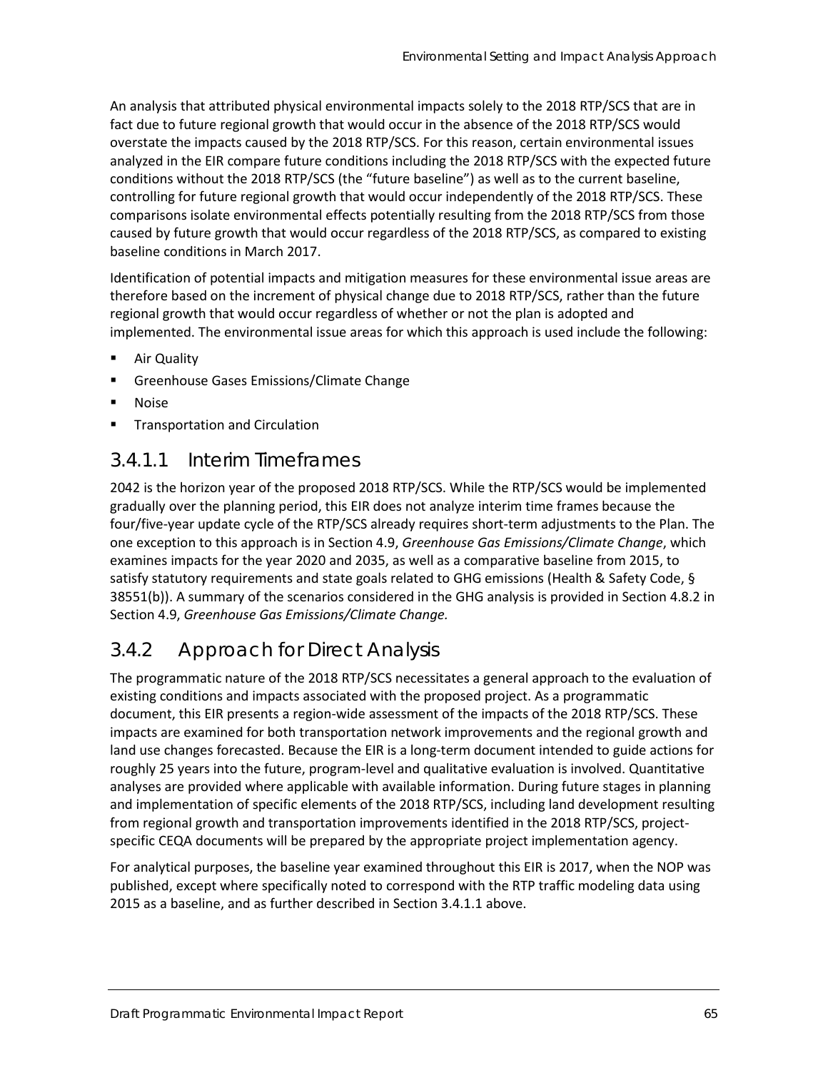An analysis that attributed physical environmental impacts solely to the 2018 RTP/SCS that are in fact due to future regional growth that would occur in the absence of the 2018 RTP/SCS would overstate the impacts caused by the 2018 RTP/SCS. For this reason, certain environmental issues analyzed in the EIR compare future conditions including the 2018 RTP/SCS with the expected future conditions without the 2018 RTP/SCS (the "future baseline") as well as to the current baseline, controlling for future regional growth that would occur independently of the 2018 RTP/SCS. These comparisons isolate environmental effects potentially resulting from the 2018 RTP/SCS from those caused by future growth that would occur regardless of the 2018 RTP/SCS, as compared to existing baseline conditions in March 2017.

Identification of potential impacts and mitigation measures for these environmental issue areas are therefore based on the increment of physical change due to 2018 RTP/SCS, rather than the future regional growth that would occur regardless of whether or not the plan is adopted and implemented. The environmental issue areas for which this approach is used include the following:

- Air Quality
- Greenhouse Gases Emissions/Climate Change
- Noise
- Transportation and Circulation

### 3.4.1.1 Interim Timeframes

2042 is the horizon year of the proposed 2018 RTP/SCS. While the RTP/SCS would be implemented gradually over the planning period, this EIR does not analyze interim time frames because the four/five-year update cycle of the RTP/SCS already requires short-term adjustments to the Plan. The one exception to this approach is in Section 4.9, *Greenhouse Gas Emissions/Climate Change*, which examines impacts for the year 2020 and 2035, as well as a comparative baseline from 2015, to satisfy statutory requirements and state goals related to GHG emissions (Health & Safety Code, § 38551(b)). A summary of the scenarios considered in the GHG analysis is provided in Section 4.8.2 in Section 4.9, *Greenhouse Gas Emissions/Climate Change.*

## 3.4.2 Approach for Direct Analysis

The programmatic nature of the 2018 RTP/SCS necessitates a general approach to the evaluation of existing conditions and impacts associated with the proposed project. As a programmatic document, this EIR presents a region-wide assessment of the impacts of the 2018 RTP/SCS. These impacts are examined for both transportation network improvements and the regional growth and land use changes forecasted. Because the EIR is a long-term document intended to guide actions for roughly 25 years into the future, program-level and qualitative evaluation is involved. Quantitative analyses are provided where applicable with available information. During future stages in planning and implementation of specific elements of the 2018 RTP/SCS, including land development resulting from regional growth and transportation improvements identified in the 2018 RTP/SCS, project-specific CEQA documents will be prepared by the appropriate project implementation agency.

For analytical purposes, the baseline year examined throughout this EIR is 2017, when the NOP was published, except where specifically noted to correspond with the RTP traffic modeling data using 2015 as a baseline, and as further described in Section 3.4.1.1 above.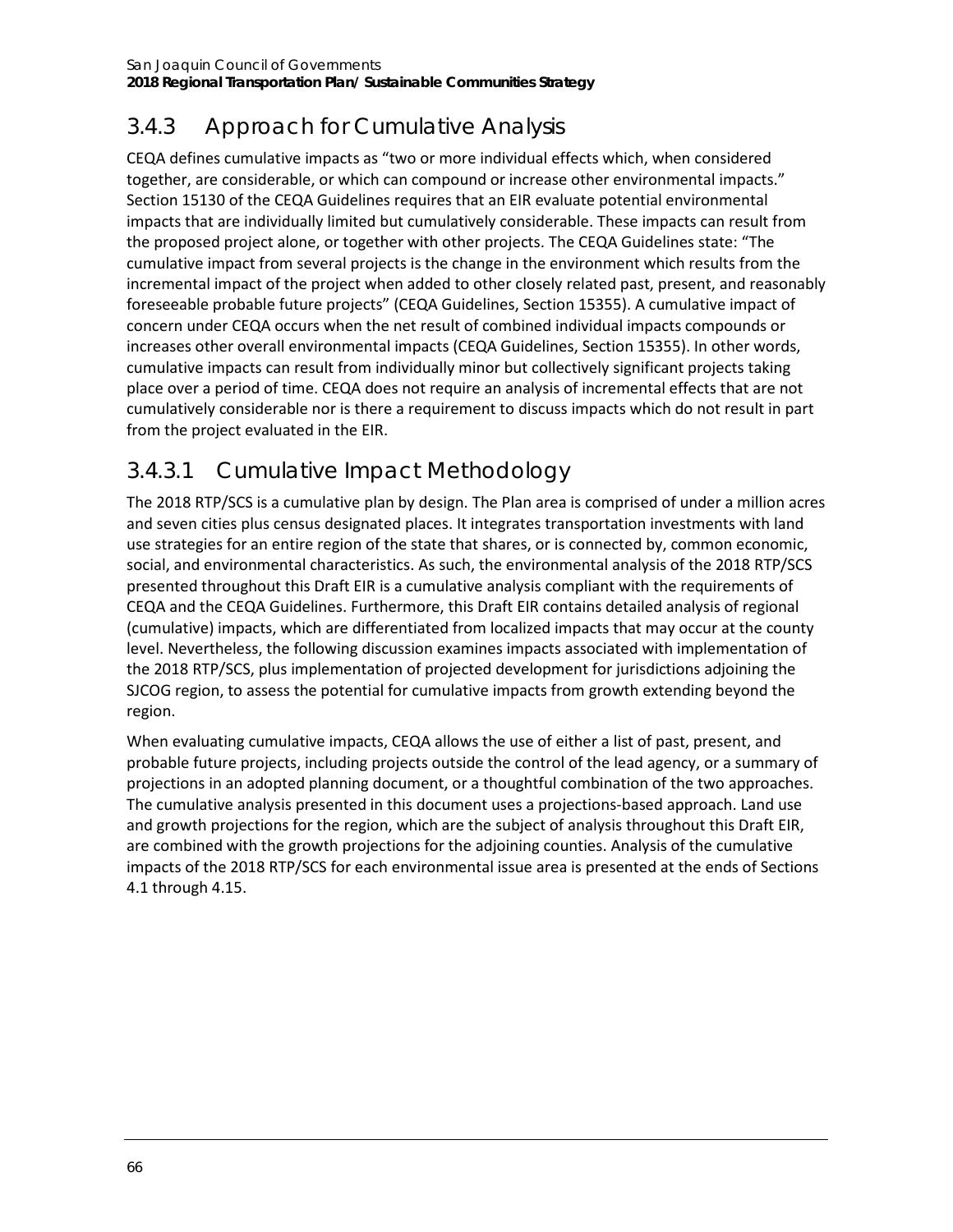## 3.4.3 Approach for Cumulative Analysis

CEQA defines cumulative impacts as "two or more individual effects which, when considered together, are considerable, or which can compound or increase other environmental impacts." Section 15130 of the CEQA Guidelines requires that an EIR evaluate potential environmental impacts that are individually limited but cumulatively considerable. These impacts can result from the proposed project alone, or together with other projects. The CEQA Guidelines state: "The cumulative impact from several projects is the change in the environment which results from the incremental impact of the project when added to other closely related past, present, and reasonably foreseeable probable future projects" (CEQA Guidelines, Section 15355). A cumulative impact of concern under CEQA occurs when the net result of combined individual impacts compounds or increases other overall environmental impacts (CEQA Guidelines, Section 15355). In other words, cumulative impacts can result from individually minor but collectively significant projects taking place over a period of time. CEQA does not require an analysis of incremental effects that are not cumulatively considerable nor is there a requirement to discuss impacts which do not result in part from the project evaluated in the EIR.

### 3.4.3.1 Cumulative Impact Methodology

The 2018 RTP/SCS is a cumulative plan by design. The Plan area is comprised of under a million acres and seven cities plus census designated places. It integrates transportation investments with land use strategies for an entire region of the state that shares, or is connected by, common economic, social, and environmental characteristics. As such, the environmental analysis of the 2018 RTP/SCS presented throughout this Draft EIR is a cumulative analysis compliant with the requirements of CEQA and the CEQA Guidelines. Furthermore, this Draft EIR contains detailed analysis of regional (cumulative) impacts, which are differentiated from localized impacts that may occur at the county level. Nevertheless, the following discussion examines impacts associated with implementation of the 2018 RTP/SCS, plus implementation of projected development for jurisdictions adjoining the SJCOG region, to assess the potential for cumulative impacts from growth extending beyond the region.

When evaluating cumulative impacts, CEQA allows the use of either a list of past, present, and probable future projects, including projects outside the control of the lead agency, or a summary of projections in an adopted planning document, or a thoughtful combination of the two approaches. The cumulative analysis presented in this document uses a projections-based approach. Land use and growth projections for the region, which are the subject of analysis throughout this Draft EIR, are combined with the growth projections for the adjoining counties. Analysis of the cumulative impacts of the 2018 RTP/SCS for each environmental issue area is presented at the ends of Sections 4.1 through 4.15.